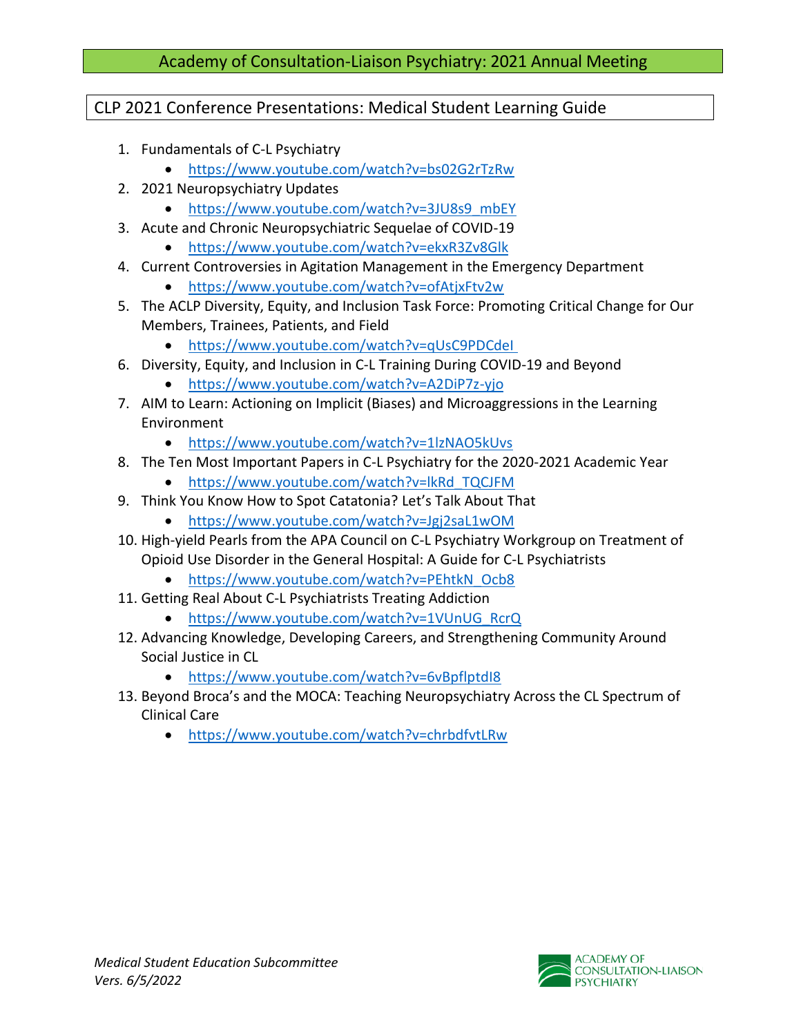# Academy of Consultation-Liaison Psychiatry: 2021 Annual Meeting

## CLP 2021 Conference Presentations: Medical Student Learning Guide

1. Fundamentals of C-L Psychiatry
   - https://www.youtube.com/watch?v=bs02G2rTzRw
2. 2021 Neuropsychiatry Updates
   - https://www.youtube.com/watch?v=3JU8s9_mbEY
3. Acute and Chronic Neuropsychiatric Sequelae of COVID-19
   - https://www.youtube.com/watch?v=ekxR3Zv8Glk
4. Current Controversies in Agitation Management in the Emergency Department
   - https://www.youtube.com/watch?v=ofAtjxFtv2w
5. The ACLP Diversity, Equity, and Inclusion Task Force: Promoting Critical Change for Our Members, Trainees, Patients, and Field
   - https://www.youtube.com/watch?v=qUsC9PDCdeI
6. Diversity, Equity, and Inclusion in C-L Training During COVID-19 and Beyond
   - https://www.youtube.com/watch?v=A2DiP7z-yjo
7. AIM to Learn: Actioning on Implicit (Biases) and Microaggressions in the Learning Environment
   - https://www.youtube.com/watch?v=1lzNAO5kUvs
8. The Ten Most Important Papers in C-L Psychiatry for the 2020-2021 Academic Year
   - https://www.youtube.com/watch?v=lkRd_TQCJFM
9. Think You Know How to Spot Catatonia? Let's Talk About That
   - https://www.youtube.com/watch?v=Jgj2saL1wOM
10. High-yield Pearls from the APA Council on C-L Psychiatry Workgroup on Treatment of Opioid Use Disorder in the General Hospital: A Guide for C-L Psychiatrists
    - https://www.youtube.com/watch?v=PEhtkN_Ocb8
11. Getting Real About C-L Psychiatrists Treating Addiction
    - https://www.youtube.com/watch?v=1VUnUG_RcrQ
12. Advancing Knowledge, Developing Careers, and Strengthening Community Around Social Justice in CL
    - https://www.youtube.com/watch?v=6vBpflptdI8
13. Beyond Broca's and the MOCA: Teaching Neuropsychiatry Across the CL Spectrum of Clinical Care
    - https://www.youtube.com/watch?v=chrbdfvtLRw

*Medical Student Education Subcommittee*
*Vers. 6/5/2022*

ACADEMY OF CONSULTATION-LIAISON PSYCHIATRY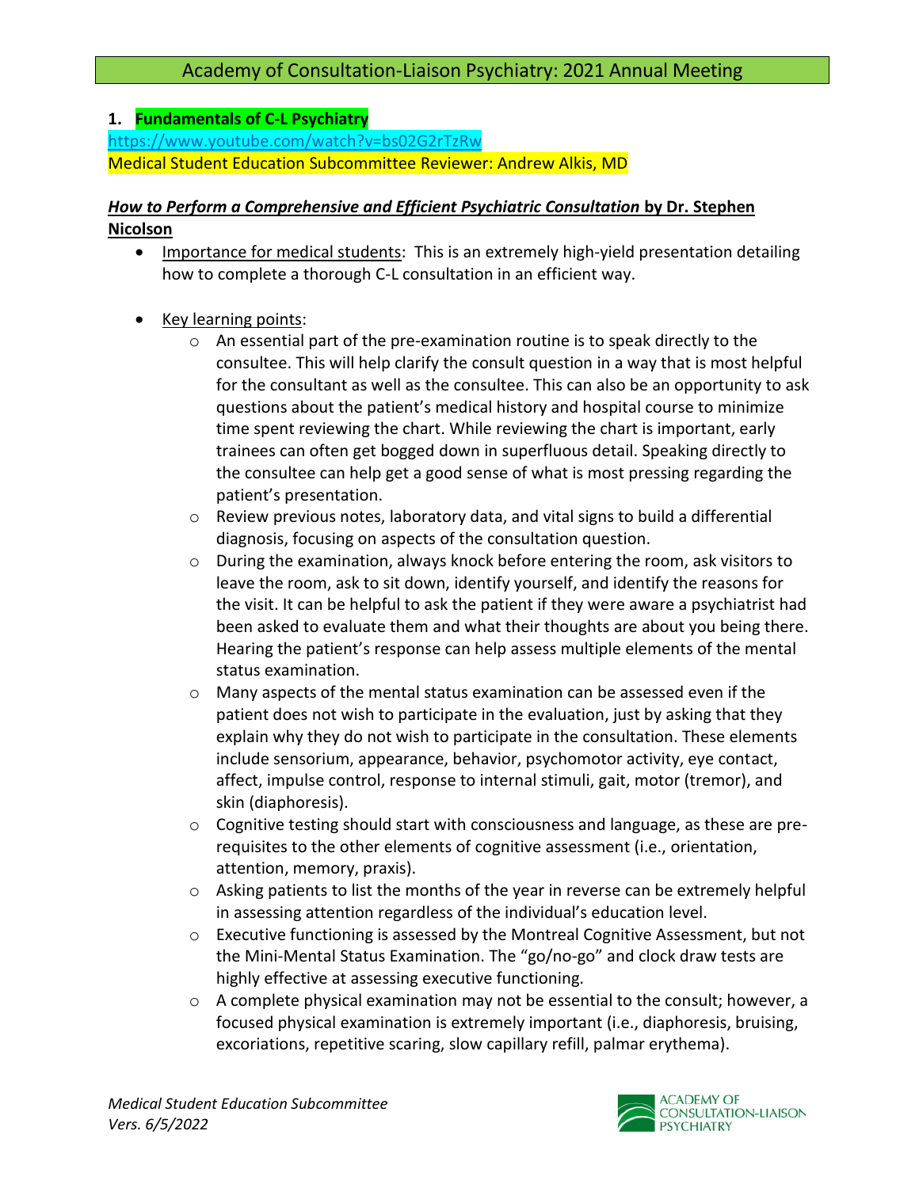Academy of Consultation-Liaison Psychiatry: 2021 Annual Meeting

## 1. **Fundamentals of C-L Psychiatry**

https://www.youtube.com/watch?v=bs02G2rTzRw

Medical Student Education Subcommittee Reviewer: Andrew Alkis, MD

### ***How to Perform a Comprehensive and Efficient Psychiatric Consultation*** **by Dr. Stephen Nicolson**

- Importance for medical students: This is an extremely high-yield presentation detailing how to complete a thorough C-L consultation in an efficient way.

- Key learning points:
  - An essential part of the pre-examination routine is to speak directly to the consultee. This will help clarify the consult question in a way that is most helpful for the consultant as well as the consultee. This can also be an opportunity to ask questions about the patient's medical history and hospital course to minimize time spent reviewing the chart. While reviewing the chart is important, early trainees can often get bogged down in superfluous detail. Speaking directly to the consultee can help get a good sense of what is most pressing regarding the patient's presentation.
  - Review previous notes, laboratory data, and vital signs to build a differential diagnosis, focusing on aspects of the consultation question.
  - During the examination, always knock before entering the room, ask visitors to leave the room, ask to sit down, identify yourself, and identify the reasons for the visit. It can be helpful to ask the patient if they were aware a psychiatrist had been asked to evaluate them and what their thoughts are about you being there. Hearing the patient's response can help assess multiple elements of the mental status examination.
  - Many aspects of the mental status examination can be assessed even if the patient does not wish to participate in the evaluation, just by asking that they explain why they do not wish to participate in the consultation. These elements include sensorium, appearance, behavior, psychomotor activity, eye contact, affect, impulse control, response to internal stimuli, gait, motor (tremor), and skin (diaphoresis).
  - Cognitive testing should start with consciousness and language, as these are pre-requisites to the other elements of cognitive assessment (i.e., orientation, attention, memory, praxis).
  - Asking patients to list the months of the year in reverse can be extremely helpful in assessing attention regardless of the individual's education level.
  - Executive functioning is assessed by the Montreal Cognitive Assessment, but not the Mini-Mental Status Examination. The "go/no-go" and clock draw tests are highly effective at assessing executive functioning.
  - A complete physical examination may not be essential to the consult; however, a focused physical examination is extremely important (i.e., diaphoresis, bruising, excoriations, repetitive scaring, slow capillary refill, palmar erythema).

*Medical Student Education Subcommittee*
*Vers. 6/5/2022*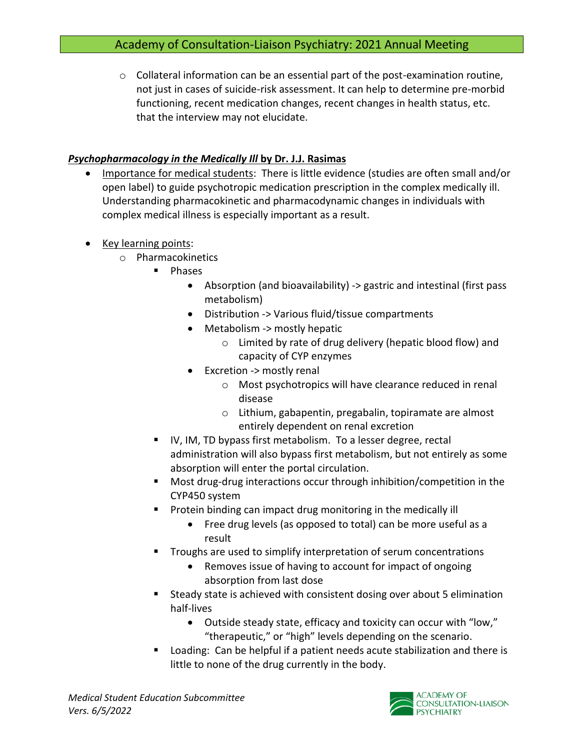- Collateral information can be an essential part of the post-examination routine, not just in cases of suicide-risk assessment. It can help to determine pre-morbid functioning, recent medication changes, recent changes in health status, etc. that the interview may not elucidate.

**_Psychopharmacology in the Medically Ill_ by Dr. J.J. Rasimas**

- Importance for medical students: There is little evidence (studies are often small and/or open label) to guide psychotropic medication prescription in the complex medically ill. Understanding pharmacokinetic and pharmacodynamic changes in individuals with complex medical illness is especially important as a result.

- Key learning points:
  - Pharmacokinetics
    - Phases
      - Absorption (and bioavailability) -> gastric and intestinal (first pass metabolism)
      - Distribution -> Various fluid/tissue compartments
      - Metabolism -> mostly hepatic
        - Limited by rate of drug delivery (hepatic blood flow) and capacity of CYP enzymes
      - Excretion -> mostly renal
        - Most psychotropics will have clearance reduced in renal disease
        - Lithium, gabapentin, pregabalin, topiramate are almost entirely dependent on renal excretion
    - IV, IM, TD bypass first metabolism. To a lesser degree, rectal administration will also bypass first metabolism, but not entirely as some absorption will enter the portal circulation.
    - Most drug-drug interactions occur through inhibition/competition in the CYP450 system
    - Protein binding can impact drug monitoring in the medically ill
      - Free drug levels (as opposed to total) can be more useful as a result
    - Troughs are used to simplify interpretation of serum concentrations
      - Removes issue of having to account for impact of ongoing absorption from last dose
    - Steady state is achieved with consistent dosing over about 5 elimination half-lives
      - Outside steady state, efficacy and toxicity can occur with "low," "therapeutic," or "high" levels depending on the scenario.
    - Loading: Can be helpful if a patient needs acute stabilization and there is little to none of the drug currently in the body.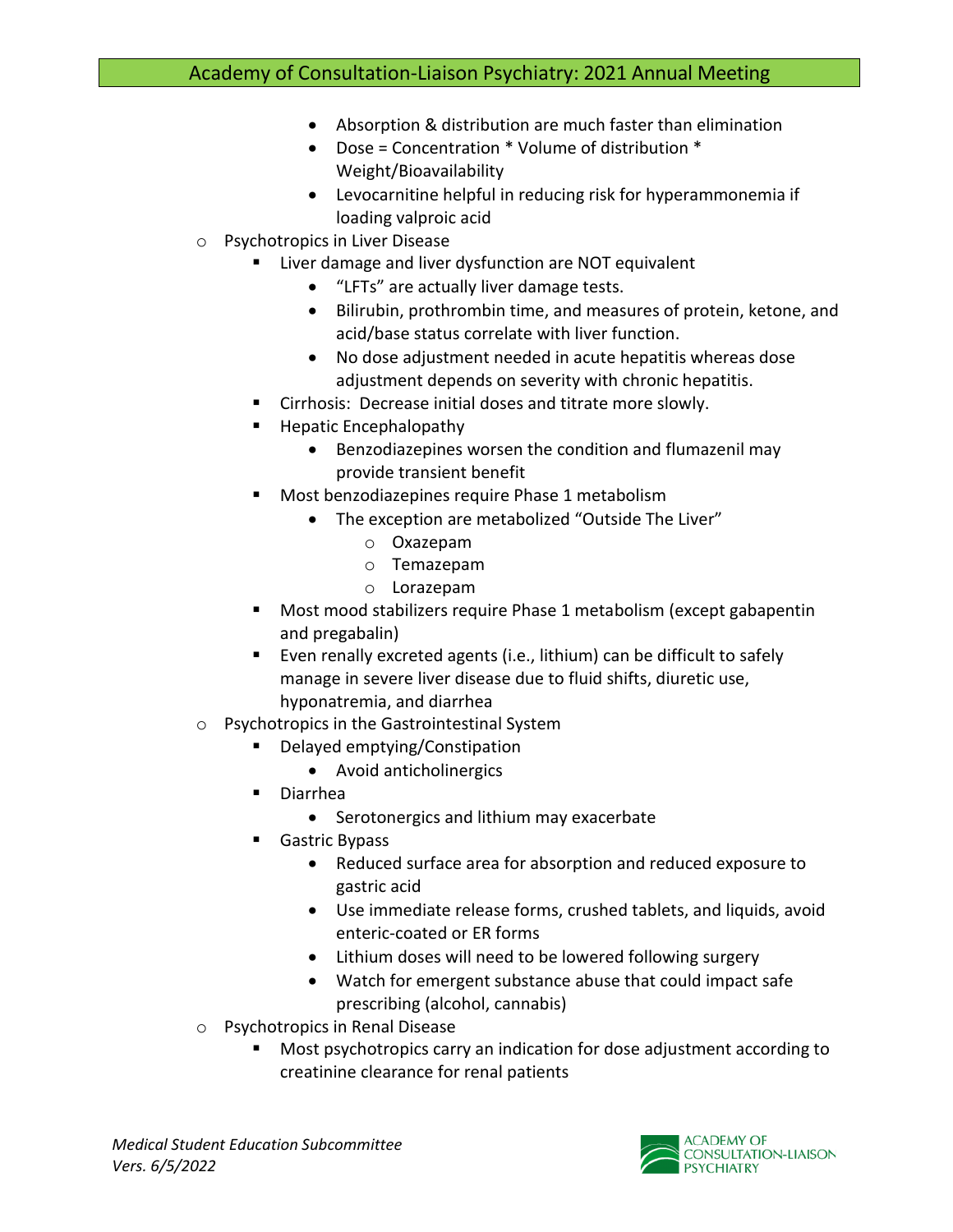- Absorption & distribution are much faster than elimination
      - Dose = Concentration * Volume of distribution * Weight/Bioavailability
      - Levocarnitine helpful in reducing risk for hyperammonemia if loading valproic acid
- Psychotropics in Liver Disease
   - Liver damage and liver dysfunction are NOT equivalent
      - "LFTs" are actually liver damage tests.
      - Bilirubin, prothrombin time, and measures of protein, ketone, and acid/base status correlate with liver function.
      - No dose adjustment needed in acute hepatitis whereas dose adjustment depends on severity with chronic hepatitis.
   - Cirrhosis: Decrease initial doses and titrate more slowly.
   - Hepatic Encephalopathy
      - Benzodiazepines worsen the condition and flumazenil may provide transient benefit
   - Most benzodiazepines require Phase 1 metabolism
      - The exception are metabolized "Outside The Liver"
         - Oxazepam
         - Temazepam
         - Lorazepam
   - Most mood stabilizers require Phase 1 metabolism (except gabapentin and pregabalin)
   - Even renally excreted agents (i.e., lithium) can be difficult to safely manage in severe liver disease due to fluid shifts, diuretic use, hyponatremia, and diarrhea
- Psychotropics in the Gastrointestinal System
   - Delayed emptying/Constipation
      - Avoid anticholinergics
   - Diarrhea
      - Serotonergics and lithium may exacerbate
   - Gastric Bypass
      - Reduced surface area for absorption and reduced exposure to gastric acid
      - Use immediate release forms, crushed tablets, and liquids, avoid enteric-coated or ER forms
      - Lithium doses will need to be lowered following surgery
      - Watch for emergent substance abuse that could impact safe prescribing (alcohol, cannabis)
- Psychotropics in Renal Disease
   - Most psychotropics carry an indication for dose adjustment according to creatinine clearance for renal patients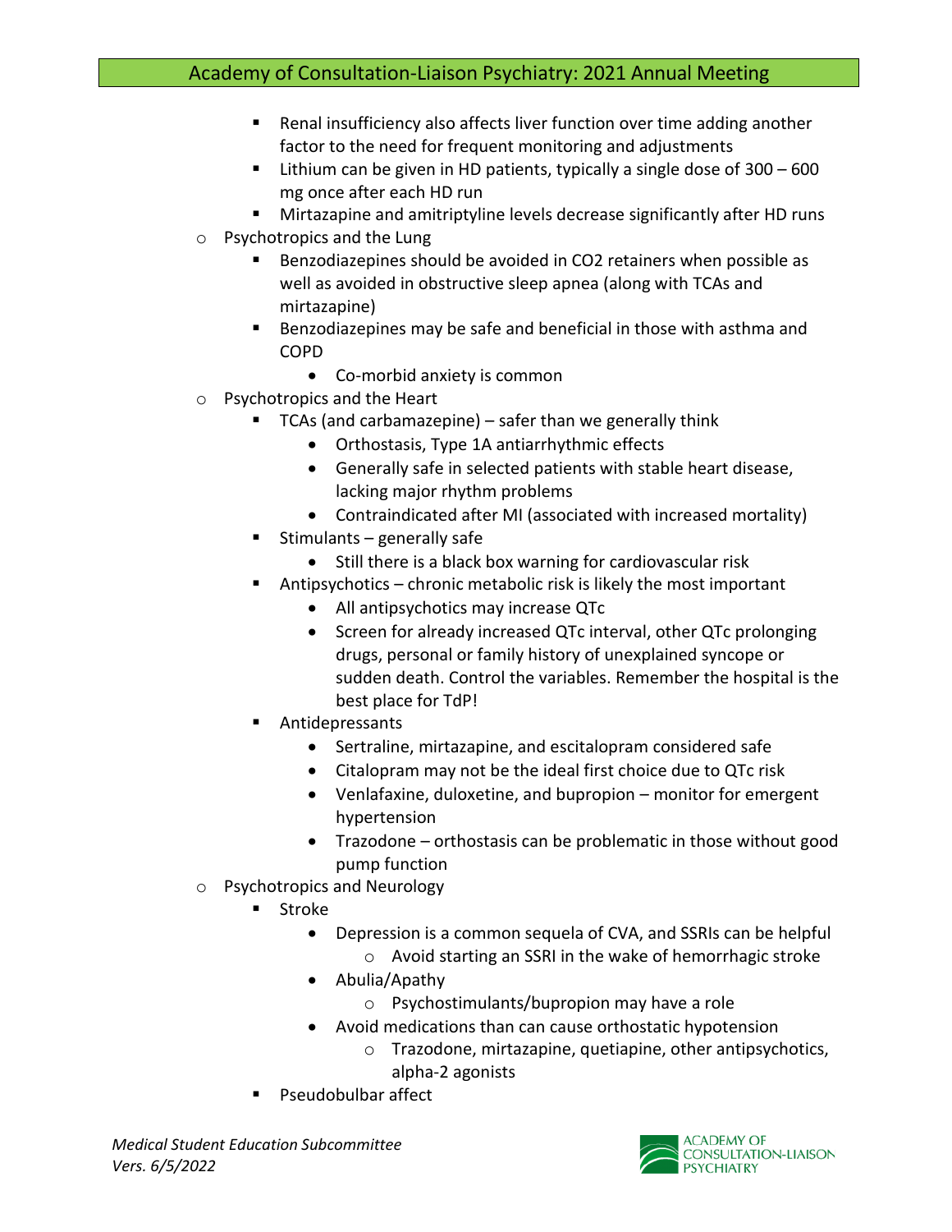- Renal insufficiency also affects liver function over time adding another factor to the need for frequent monitoring and adjustments
        - Lithium can be given in HD patients, typically a single dose of 300 – 600 mg once after each HD run
        - Mirtazapine and amitriptyline levels decrease significantly after HD runs
    - Psychotropics and the Lung
        - Benzodiazepines should be avoided in CO2 retainers when possible as well as avoided in obstructive sleep apnea (along with TCAs and mirtazapine)
        - Benzodiazepines may be safe and beneficial in those with asthma and COPD
            - Co-morbid anxiety is common
    - Psychotropics and the Heart
        - TCAs (and carbamazepine) – safer than we generally think
            - Orthostasis, Type 1A antiarrhythmic effects
            - Generally safe in selected patients with stable heart disease, lacking major rhythm problems
            - Contraindicated after MI (associated with increased mortality)
        - Stimulants – generally safe
            - Still there is a black box warning for cardiovascular risk
        - Antipsychotics – chronic metabolic risk is likely the most important
            - All antipsychotics may increase QTc
            - Screen for already increased QTc interval, other QTc prolonging drugs, personal or family history of unexplained syncope or sudden death. Control the variables. Remember the hospital is the best place for TdP!
        - Antidepressants
            - Sertraline, mirtazapine, and escitalopram considered safe
            - Citalopram may not be the ideal first choice due to QTc risk
            - Venlafaxine, duloxetine, and bupropion – monitor for emergent hypertension
            - Trazodone – orthostasis can be problematic in those without good pump function
    - Psychotropics and Neurology
        - Stroke
            - Depression is a common sequela of CVA, and SSRIs can be helpful
                - Avoid starting an SSRI in the wake of hemorrhagic stroke
            - Abulia/Apathy
                - Psychostimulants/bupropion may have a role
            - Avoid medications than can cause orthostatic hypotension
                - Trazodone, mirtazapine, quetiapine, other antipsychotics, alpha-2 agonists
        - Pseudobulbar affect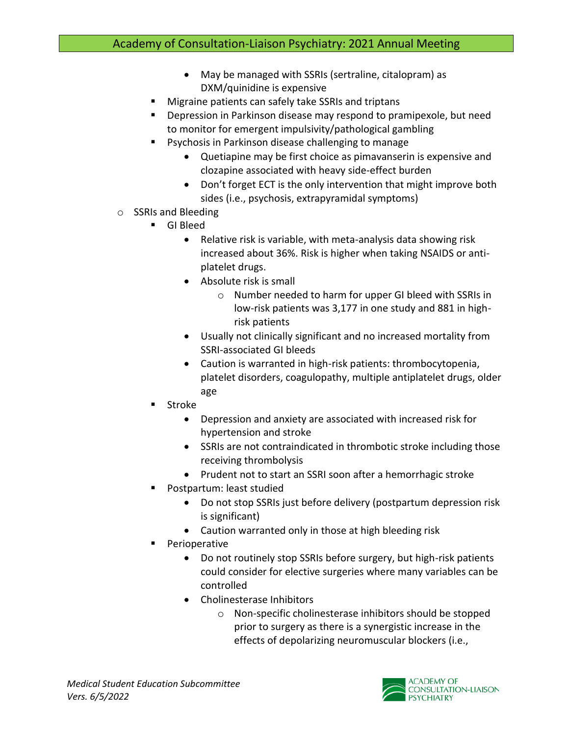- May be managed with SSRIs (sertraline, citalopram) as DXM/quinidine is expensive
    - Migraine patients can safely take SSRIs and triptans
    - Depression in Parkinson disease may respond to pramipexole, but need to monitor for emergent impulsivity/pathological gambling
    - Psychosis in Parkinson disease challenging to manage
      - Quetiapine may be first choice as pimavanserin is expensive and clozapine associated with heavy side-effect burden
      - Don't forget ECT is the only intervention that might improve both sides (i.e., psychosis, extrapyramidal symptoms)
  - SSRIs and Bleeding
    - GI Bleed
      - Relative risk is variable, with meta-analysis data showing risk increased about 36%. Risk is higher when taking NSAIDS or anti-platelet drugs.
      - Absolute risk is small
        - Number needed to harm for upper GI bleed with SSRIs in low-risk patients was 3,177 in one study and 881 in high-risk patients
      - Usually not clinically significant and no increased mortality from SSRI-associated GI bleeds
      - Caution is warranted in high-risk patients: thrombocytopenia, platelet disorders, coagulopathy, multiple antiplatelet drugs, older age
    - Stroke
      - Depression and anxiety are associated with increased risk for hypertension and stroke
      - SSRIs are not contraindicated in thrombotic stroke including those receiving thrombolysis
      - Prudent not to start an SSRI soon after a hemorrhagic stroke
    - Postpartum: least studied
      - Do not stop SSRIs just before delivery (postpartum depression risk is significant)
      - Caution warranted only in those at high bleeding risk
    - Perioperative
      - Do not routinely stop SSRIs before surgery, but high-risk patients could consider for elective surgeries where many variables can be controlled
      - Cholinesterase Inhibitors
        - Non-specific cholinesterase inhibitors should be stopped prior to surgery as there is a synergistic increase in the effects of depolarizing neuromuscular blockers (i.e.,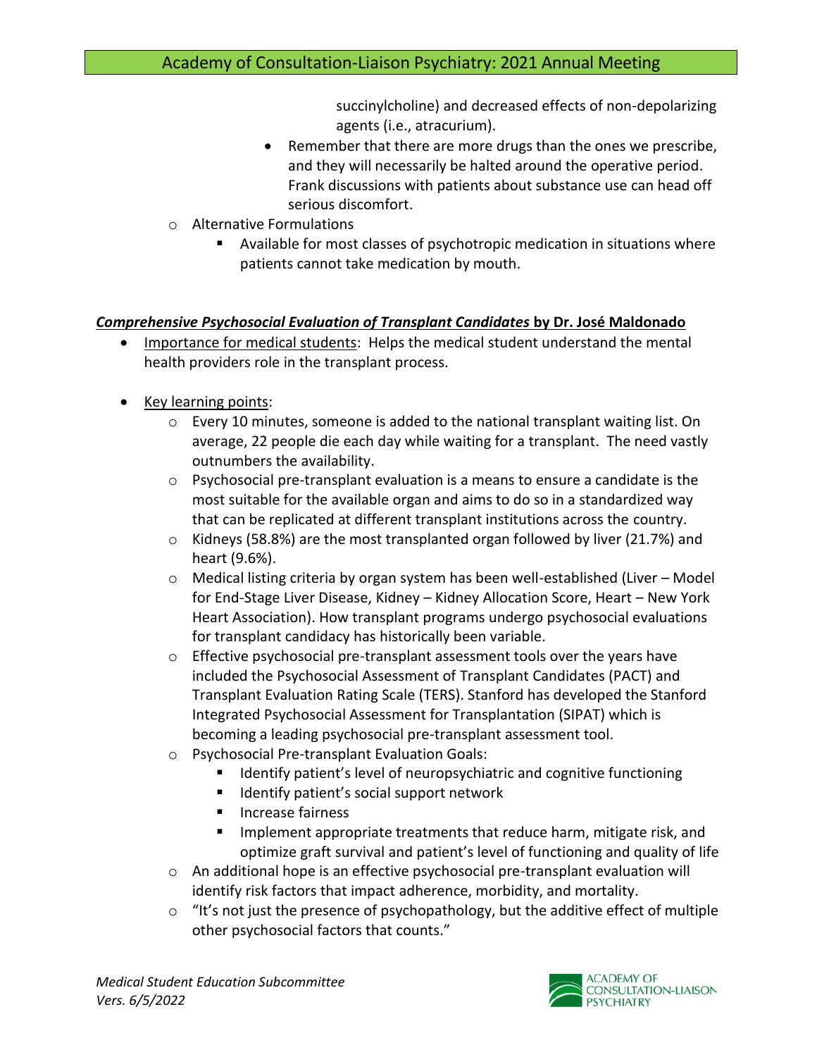succinylcholine) and decreased effects of non-depolarizing agents (i.e., atracurium).

- Remember that there are more drugs than the ones we prescribe, and they will necessarily be halted around the operative period. Frank discussions with patients about substance use can head off serious discomfort.

- Alternative Formulations
  - Available for most classes of psychotropic medication in situations where patients cannot take medication by mouth.

## ***Comprehensive Psychosocial Evaluation of Transplant Candidates* by Dr. José Maldonado**

- Importance for medical students: Helps the medical student understand the mental health providers role in the transplant process.

- Key learning points:
  - Every 10 minutes, someone is added to the national transplant waiting list. On average, 22 people die each day while waiting for a transplant. The need vastly outnumbers the availability.
  - Psychosocial pre-transplant evaluation is a means to ensure a candidate is the most suitable for the available organ and aims to do so in a standardized way that can be replicated at different transplant institutions across the country.
  - Kidneys (58.8%) are the most transplanted organ followed by liver (21.7%) and heart (9.6%).
  - Medical listing criteria by organ system has been well-established (Liver – Model for End-Stage Liver Disease, Kidney – Kidney Allocation Score, Heart – New York Heart Association). How transplant programs undergo psychosocial evaluations for transplant candidacy has historically been variable.
  - Effective psychosocial pre-transplant assessment tools over the years have included the Psychosocial Assessment of Transplant Candidates (PACT) and Transplant Evaluation Rating Scale (TERS). Stanford has developed the Stanford Integrated Psychosocial Assessment for Transplantation (SIPAT) which is becoming a leading psychosocial pre-transplant assessment tool.
  - Psychosocial Pre-transplant Evaluation Goals:
    - Identify patient's level of neuropsychiatric and cognitive functioning
    - Identify patient's social support network
    - Increase fairness
    - Implement appropriate treatments that reduce harm, mitigate risk, and optimize graft survival and patient's level of functioning and quality of life
  - An additional hope is an effective psychosocial pre-transplant evaluation will identify risk factors that impact adherence, morbidity, and mortality.
  - "It's not just the presence of psychopathology, but the additive effect of multiple other psychosocial factors that counts."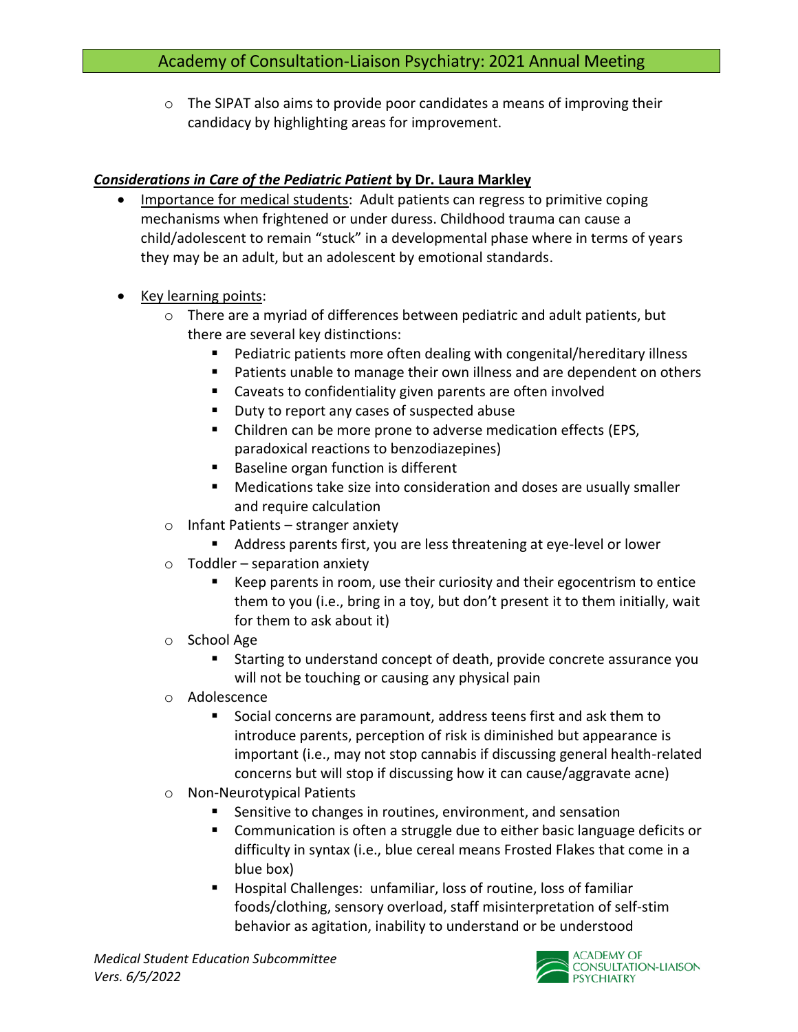- The SIPAT also aims to provide poor candidates a means of improving their candidacy by highlighting areas for improvement.

### ***Considerations in Care of the Pediatric Patient*** **by Dr. Laura Markley**

- Importance for medical students: Adult patients can regress to primitive coping mechanisms when frightened or under duress. Childhood trauma can cause a child/adolescent to remain "stuck" in a developmental phase where in terms of years they may be an adult, but an adolescent by emotional standards.

- Key learning points:
  - There are a myriad of differences between pediatric and adult patients, but there are several key distinctions:
    - Pediatric patients more often dealing with congenital/hereditary illness
    - Patients unable to manage their own illness and are dependent on others
    - Caveats to confidentiality given parents are often involved
    - Duty to report any cases of suspected abuse
    - Children can be more prone to adverse medication effects (EPS, paradoxical reactions to benzodiazepines)
    - Baseline organ function is different
    - Medications take size into consideration and doses are usually smaller and require calculation
  - Infant Patients – stranger anxiety
    - Address parents first, you are less threatening at eye-level or lower
  - Toddler – separation anxiety
    - Keep parents in room, use their curiosity and their egocentrism to entice them to you (i.e., bring in a toy, but don't present it to them initially, wait for them to ask about it)
  - School Age
    - Starting to understand concept of death, provide concrete assurance you will not be touching or causing any physical pain
  - Adolescence
    - Social concerns are paramount, address teens first and ask them to introduce parents, perception of risk is diminished but appearance is important (i.e., may not stop cannabis if discussing general health-related concerns but will stop if discussing how it can cause/aggravate acne)
  - Non-Neurotypical Patients
    - Sensitive to changes in routines, environment, and sensation
    - Communication is often a struggle due to either basic language deficits or difficulty in syntax (i.e., blue cereal means Frosted Flakes that come in a blue box)
    - Hospital Challenges: unfamiliar, loss of routine, loss of familiar foods/clothing, sensory overload, staff misinterpretation of self-stim behavior as agitation, inability to understand or be understood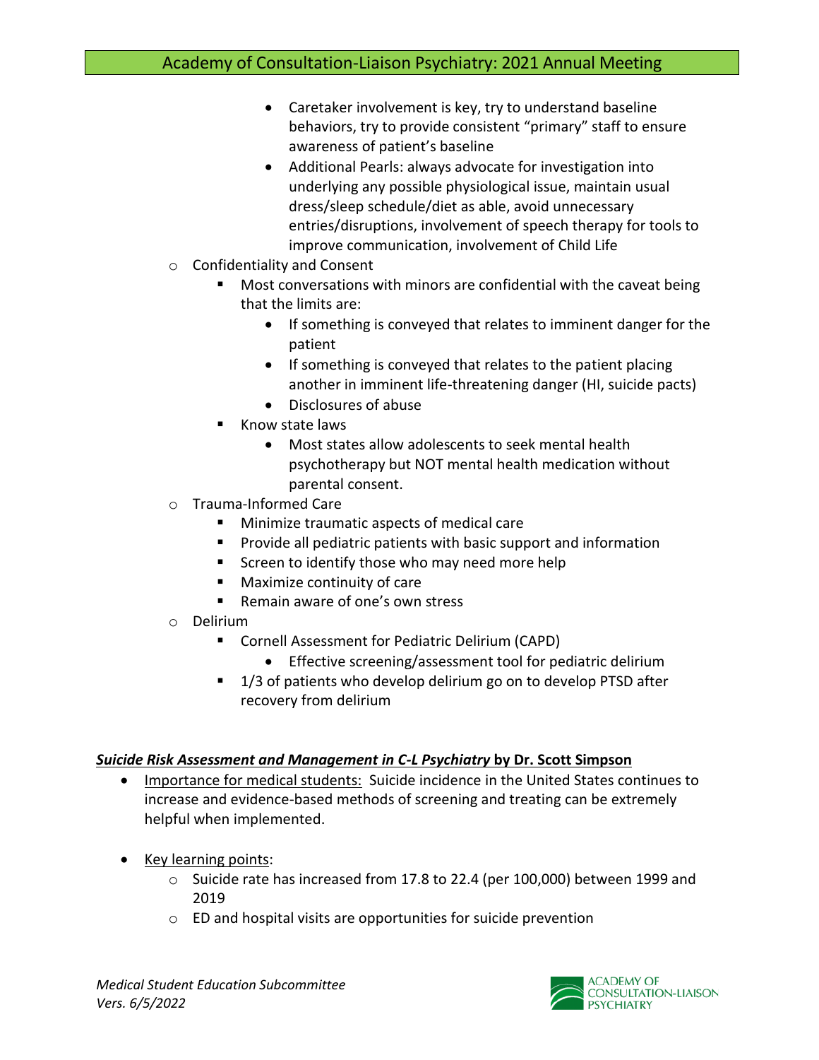- Caretaker involvement is key, try to understand baseline behaviors, try to provide consistent "primary" staff to ensure awareness of patient's baseline
            - Additional Pearls: always advocate for investigation into underlying any possible physiological issue, maintain usual dress/sleep schedule/diet as able, avoid unnecessary entries/disruptions, involvement of speech therapy for tools to improve communication, involvement of Child Life
    - Confidentiality and Consent
        - Most conversations with minors are confidential with the caveat being that the limits are:
            - If something is conveyed that relates to imminent danger for the patient
            - If something is conveyed that relates to the patient placing another in imminent life-threatening danger (HI, suicide pacts)
            - Disclosures of abuse
        - Know state laws
            - Most states allow adolescents to seek mental health psychotherapy but NOT mental health medication without parental consent.
    - Trauma-Informed Care
        - Minimize traumatic aspects of medical care
        - Provide all pediatric patients with basic support and information
        - Screen to identify those who may need more help
        - Maximize continuity of care
        - Remain aware of one's own stress
    - Delirium
        - Cornell Assessment for Pediatric Delirium (CAPD)
            - Effective screening/assessment tool for pediatric delirium
        - 1/3 of patients who develop delirium go on to develop PTSD after recovery from delirium

***Suicide Risk Assessment and Management in C-L Psychiatry* by Dr. Scott Simpson**

- Importance for medical students: Suicide incidence in the United States continues to increase and evidence-based methods of screening and treating can be extremely helpful when implemented.

- Key learning points:
    - Suicide rate has increased from 17.8 to 22.4 (per 100,000) between 1999 and 2019
    - ED and hospital visits are opportunities for suicide prevention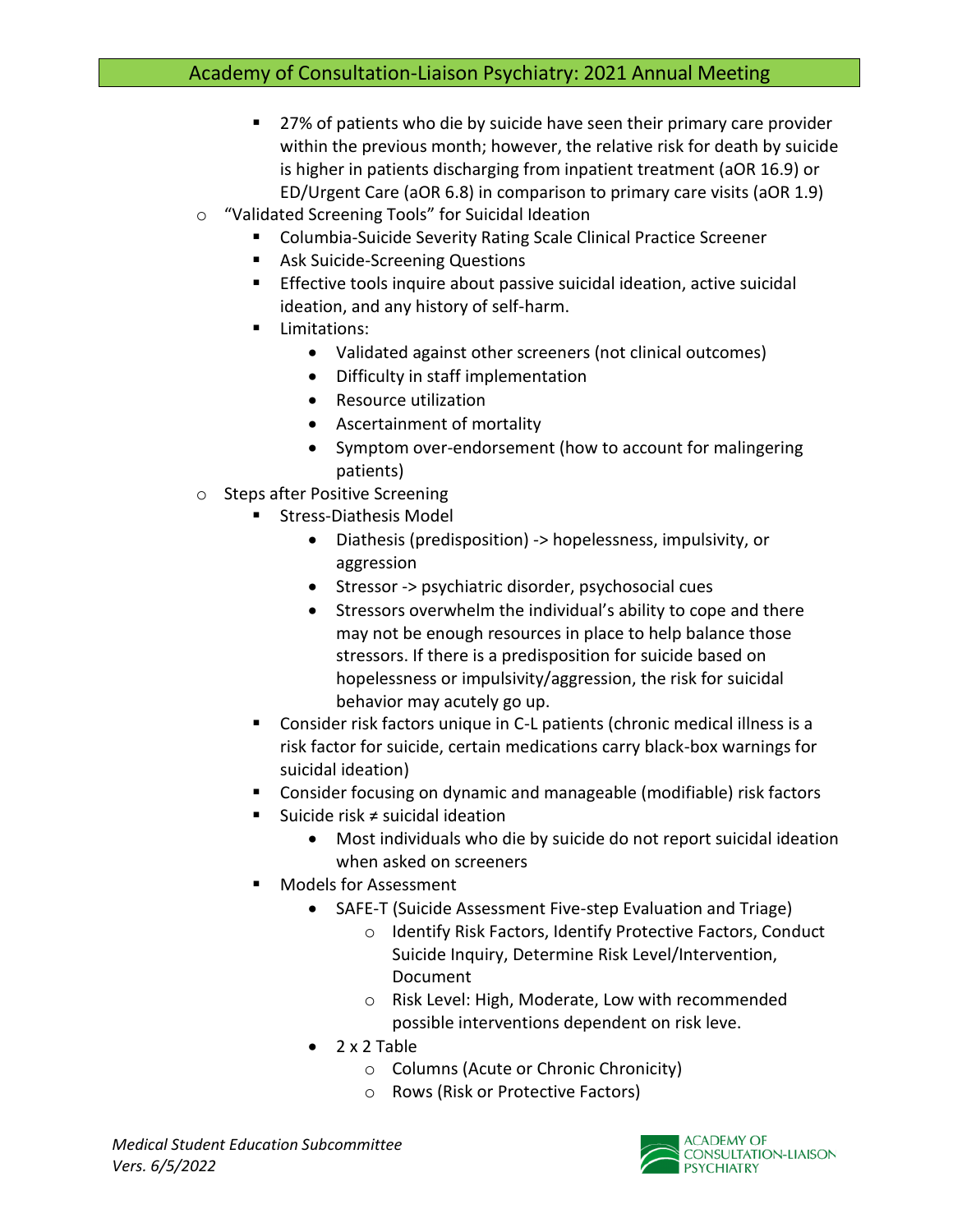- 27% of patients who die by suicide have seen their primary care provider within the previous month; however, the relative risk for death by suicide is higher in patients discharging from inpatient treatment (aOR 16.9) or ED/Urgent Care (aOR 6.8) in comparison to primary care visits (aOR 1.9)
  - "Validated Screening Tools" for Suicidal Ideation
    - Columbia-Suicide Severity Rating Scale Clinical Practice Screener
    - Ask Suicide-Screening Questions
    - Effective tools inquire about passive suicidal ideation, active suicidal ideation, and any history of self-harm.
    - Limitations:
      - Validated against other screeners (not clinical outcomes)
      - Difficulty in staff implementation
      - Resource utilization
      - Ascertainment of mortality
      - Symptom over-endorsement (how to account for malingering patients)
  - Steps after Positive Screening
    - Stress-Diathesis Model
      - Diathesis (predisposition) -> hopelessness, impulsivity, or aggression
      - Stressor -> psychiatric disorder, psychosocial cues
      - Stressors overwhelm the individual's ability to cope and there may not be enough resources in place to help balance those stressors. If there is a predisposition for suicide based on hopelessness or impulsivity/aggression, the risk for suicidal behavior may acutely go up.
    - Consider risk factors unique in C-L patients (chronic medical illness is a risk factor for suicide, certain medications carry black-box warnings for suicidal ideation)
    - Consider focusing on dynamic and manageable (modifiable) risk factors
    - Suicide risk ≠ suicidal ideation
      - Most individuals who die by suicide do not report suicidal ideation when asked on screeners
    - Models for Assessment
      - SAFE-T (Suicide Assessment Five-step Evaluation and Triage)
        - Identify Risk Factors, Identify Protective Factors, Conduct Suicide Inquiry, Determine Risk Level/Intervention, Document
        - Risk Level: High, Moderate, Low with recommended possible interventions dependent on risk leve.
      - 2 x 2 Table
        - Columns (Acute or Chronic Chronicity)
        - Rows (Risk or Protective Factors)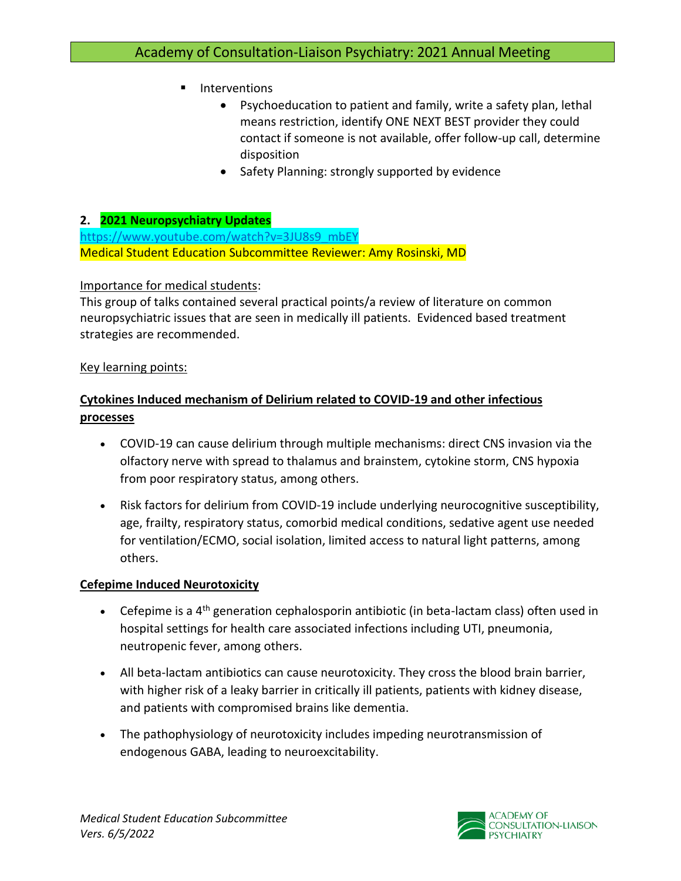- Interventions
  - Psychoeducation to patient and family, write a safety plan, lethal means restriction, identify ONE NEXT BEST provider they could contact if someone is not available, offer follow-up call, determine disposition
  - Safety Planning: strongly supported by evidence

**2. 2021 Neuropsychiatry Updates**

https://www.youtube.com/watch?v=3JU8s9_mbEY

Medical Student Education Subcommittee Reviewer: Amy Rosinski, MD

Importance for medical students:

This group of talks contained several practical points/a review of literature on common neuropsychiatric issues that are seen in medically ill patients. Evidenced based treatment strategies are recommended.

Key learning points:

**Cytokines Induced mechanism of Delirium related to COVID-19 and other infectious processes**

- COVID-19 can cause delirium through multiple mechanisms: direct CNS invasion via the olfactory nerve with spread to thalamus and brainstem, cytokine storm, CNS hypoxia from poor respiratory status, among others.
- Risk factors for delirium from COVID-19 include underlying neurocognitive susceptibility, age, frailty, respiratory status, comorbid medical conditions, sedative agent use needed for ventilation/ECMO, social isolation, limited access to natural light patterns, among others.

**Cefepime Induced Neurotoxicity**

- Cefepime is a 4th generation cephalosporin antibiotic (in beta-lactam class) often used in hospital settings for health care associated infections including UTI, pneumonia, neutropenic fever, among others.
- All beta-lactam antibiotics can cause neurotoxicity. They cross the blood brain barrier, with higher risk of a leaky barrier in critically ill patients, patients with kidney disease, and patients with compromised brains like dementia.
- The pathophysiology of neurotoxicity includes impeding neurotransmission of endogenous GABA, leading to neuroexcitability.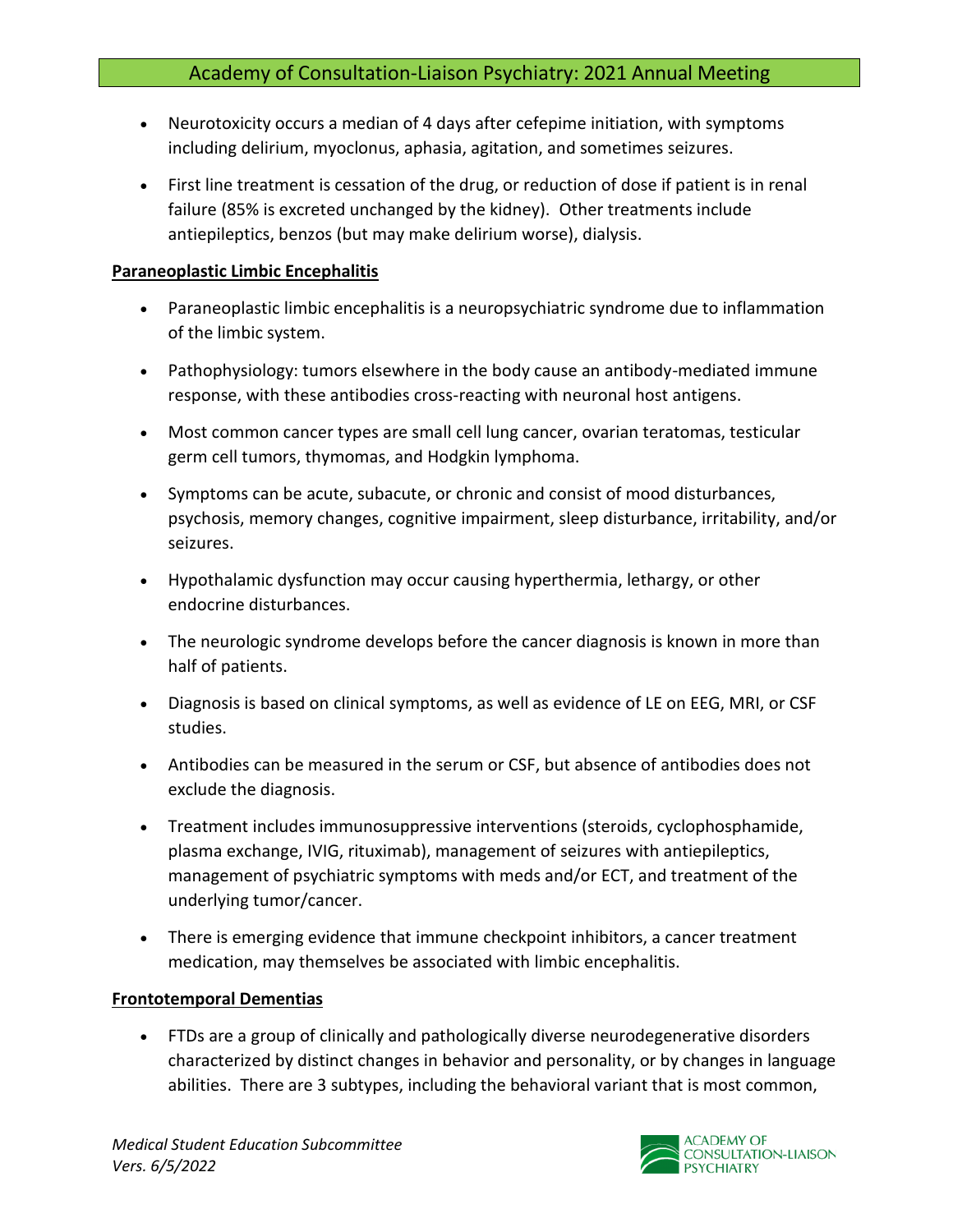- Neurotoxicity occurs a median of 4 days after cefepime initiation, with symptoms including delirium, myoclonus, aphasia, agitation, and sometimes seizures.
- First line treatment is cessation of the drug, or reduction of dose if patient is in renal failure (85% is excreted unchanged by the kidney). Other treatments include antiepileptics, benzos (but may make delirium worse), dialysis.

**Paraneoplastic Limbic Encephalitis**

- Paraneoplastic limbic encephalitis is a neuropsychiatric syndrome due to inflammation of the limbic system.
- Pathophysiology: tumors elsewhere in the body cause an antibody-mediated immune response, with these antibodies cross-reacting with neuronal host antigens.
- Most common cancer types are small cell lung cancer, ovarian teratomas, testicular germ cell tumors, thymomas, and Hodgkin lymphoma.
- Symptoms can be acute, subacute, or chronic and consist of mood disturbances, psychosis, memory changes, cognitive impairment, sleep disturbance, irritability, and/or seizures.
- Hypothalamic dysfunction may occur causing hyperthermia, lethargy, or other endocrine disturbances.
- The neurologic syndrome develops before the cancer diagnosis is known in more than half of patients.
- Diagnosis is based on clinical symptoms, as well as evidence of LE on EEG, MRI, or CSF studies.
- Antibodies can be measured in the serum or CSF, but absence of antibodies does not exclude the diagnosis.
- Treatment includes immunosuppressive interventions (steroids, cyclophosphamide, plasma exchange, IVIG, rituximab), management of seizures with antiepileptics, management of psychiatric symptoms with meds and/or ECT, and treatment of the underlying tumor/cancer.
- There is emerging evidence that immune checkpoint inhibitors, a cancer treatment medication, may themselves be associated with limbic encephalitis.

**Frontotemporal Dementias**

- FTDs are a group of clinically and pathologically diverse neurodegenerative disorders characterized by distinct changes in behavior and personality, or by changes in language abilities. There are 3 subtypes, including the behavioral variant that is most common,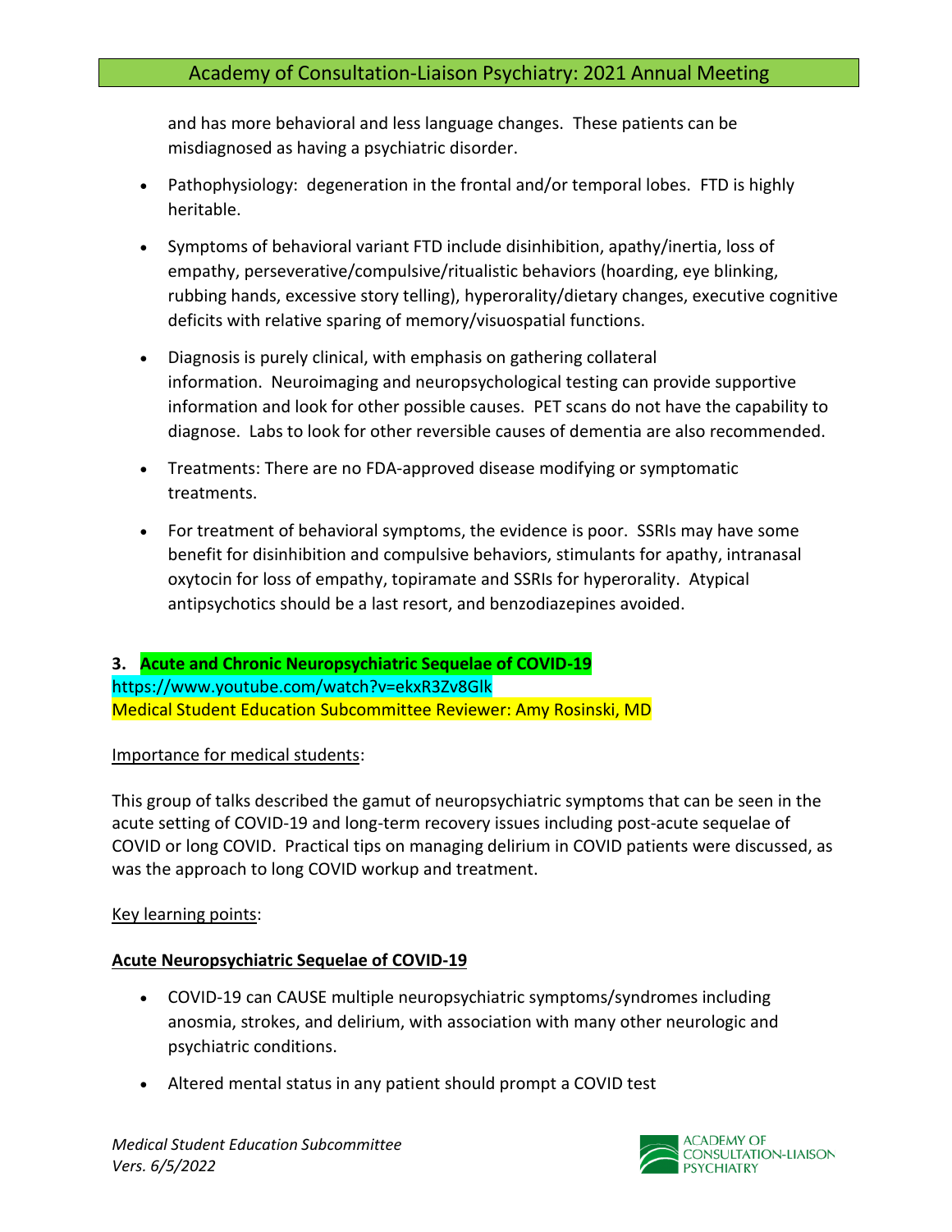and has more behavioral and less language changes. These patients can be misdiagnosed as having a psychiatric disorder.

- Pathophysiology: degeneration in the frontal and/or temporal lobes. FTD is highly heritable.
- Symptoms of behavioral variant FTD include disinhibition, apathy/inertia, loss of empathy, perseverative/compulsive/ritualistic behaviors (hoarding, eye blinking, rubbing hands, excessive story telling), hyperorality/dietary changes, executive cognitive deficits with relative sparing of memory/visuospatial functions.
- Diagnosis is purely clinical, with emphasis on gathering collateral information. Neuroimaging and neuropsychological testing can provide supportive information and look for other possible causes. PET scans do not have the capability to diagnose. Labs to look for other reversible causes of dementia are also recommended.
- Treatments: There are no FDA-approved disease modifying or symptomatic treatments.
- For treatment of behavioral symptoms, the evidence is poor. SSRIs may have some benefit for disinhibition and compulsive behaviors, stimulants for apathy, intranasal oxytocin for loss of empathy, topiramate and SSRIs for hyperorality. Atypical antipsychotics should be a last resort, and benzodiazepines avoided.

### 3. Acute and Chronic Neuropsychiatric Sequelae of COVID-19

https://www.youtube.com/watch?v=ekxR3Zv8Glk

Medical Student Education Subcommittee Reviewer: Amy Rosinski, MD

Importance for medical students:

This group of talks described the gamut of neuropsychiatric symptoms that can be seen in the acute setting of COVID-19 and long-term recovery issues including post-acute sequelae of COVID or long COVID. Practical tips on managing delirium in COVID patients were discussed, as was the approach to long COVID workup and treatment.

Key learning points:

**Acute Neuropsychiatric Sequelae of COVID-19**

- COVID-19 can CAUSE multiple neuropsychiatric symptoms/syndromes including anosmia, strokes, and delirium, with association with many other neurologic and psychiatric conditions.
- Altered mental status in any patient should prompt a COVID test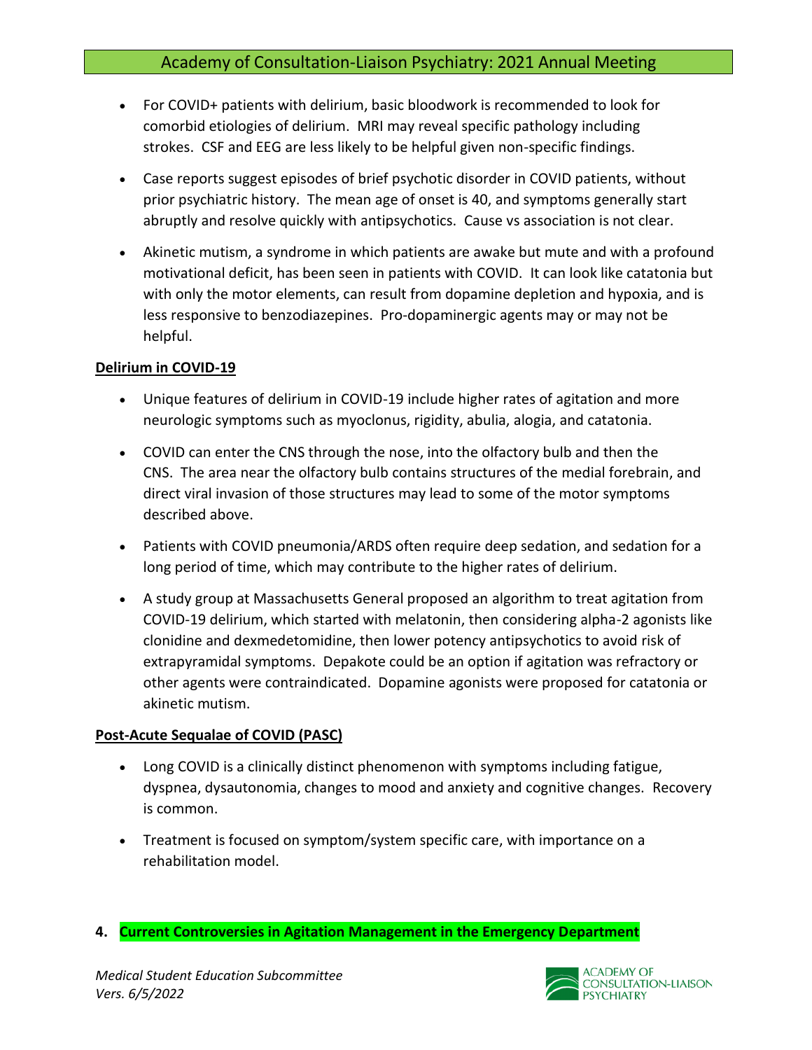- For COVID+ patients with delirium, basic bloodwork is recommended to look for comorbid etiologies of delirium. MRI may reveal specific pathology including strokes. CSF and EEG are less likely to be helpful given non-specific findings.

- Case reports suggest episodes of brief psychotic disorder in COVID patients, without prior psychiatric history. The mean age of onset is 40, and symptoms generally start abruptly and resolve quickly with antipsychotics. Cause vs association is not clear.

- Akinetic mutism, a syndrome in which patients are awake but mute and with a profound motivational deficit, has been seen in patients with COVID. It can look like catatonia but with only the motor elements, can result from dopamine depletion and hypoxia, and is less responsive to benzodiazepines. Pro-dopaminergic agents may or may not be helpful.

**Delirium in COVID-19**

- Unique features of delirium in COVID-19 include higher rates of agitation and more neurologic symptoms such as myoclonus, rigidity, abulia, alogia, and catatonia.

- COVID can enter the CNS through the nose, into the olfactory bulb and then the CNS. The area near the olfactory bulb contains structures of the medial forebrain, and direct viral invasion of those structures may lead to some of the motor symptoms described above.

- Patients with COVID pneumonia/ARDS often require deep sedation, and sedation for a long period of time, which may contribute to the higher rates of delirium.

- A study group at Massachusetts General proposed an algorithm to treat agitation from COVID-19 delirium, which started with melatonin, then considering alpha-2 agonists like clonidine and dexmedetomidine, then lower potency antipsychotics to avoid risk of extrapyramidal symptoms. Depakote could be an option if agitation was refractory or other agents were contraindicated. Dopamine agonists were proposed for catatonia or akinetic mutism.

**Post-Acute Sequalae of COVID (PASC)**

- Long COVID is a clinically distinct phenomenon with symptoms including fatigue, dyspnea, dysautonomia, changes to mood and anxiety and cognitive changes. Recovery is common.

- Treatment is focused on symptom/system specific care, with importance on a rehabilitation model.

## 4. Current Controversies in Agitation Management in the Emergency Department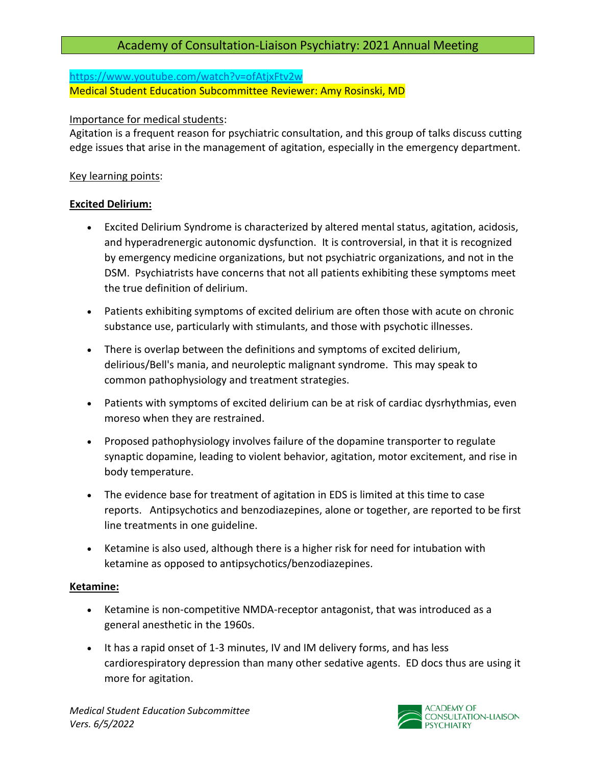https://www.youtube.com/watch?v=ofAtjxFtv2w

Medical Student Education Subcommittee Reviewer: Amy Rosinski, MD

Importance for medical students:

Agitation is a frequent reason for psychiatric consultation, and this group of talks discuss cutting edge issues that arise in the management of agitation, especially in the emergency department.

Key learning points:

**Excited Delirium:**

- Excited Delirium Syndrome is characterized by altered mental status, agitation, acidosis, and hyperadrenergic autonomic dysfunction. It is controversial, in that it is recognized by emergency medicine organizations, but not psychiatric organizations, and not in the DSM. Psychiatrists have concerns that not all patients exhibiting these symptoms meet the true definition of delirium.
- Patients exhibiting symptoms of excited delirium are often those with acute on chronic substance use, particularly with stimulants, and those with psychotic illnesses.
- There is overlap between the definitions and symptoms of excited delirium, delirious/Bell's mania, and neuroleptic malignant syndrome. This may speak to common pathophysiology and treatment strategies.
- Patients with symptoms of excited delirium can be at risk of cardiac dysrhythmias, even moreso when they are restrained.
- Proposed pathophysiology involves failure of the dopamine transporter to regulate synaptic dopamine, leading to violent behavior, agitation, motor excitement, and rise in body temperature.
- The evidence base for treatment of agitation in EDS is limited at this time to case reports. Antipsychotics and benzodiazepines, alone or together, are reported to be first line treatments in one guideline.
- Ketamine is also used, although there is a higher risk for need for intubation with ketamine as opposed to antipsychotics/benzodiazepines.

**Ketamine:**

- Ketamine is non-competitive NMDA-receptor antagonist, that was introduced as a general anesthetic in the 1960s.
- It has a rapid onset of 1-3 minutes, IV and IM delivery forms, and has less cardiorespiratory depression than many other sedative agents. ED docs thus are using it more for agitation.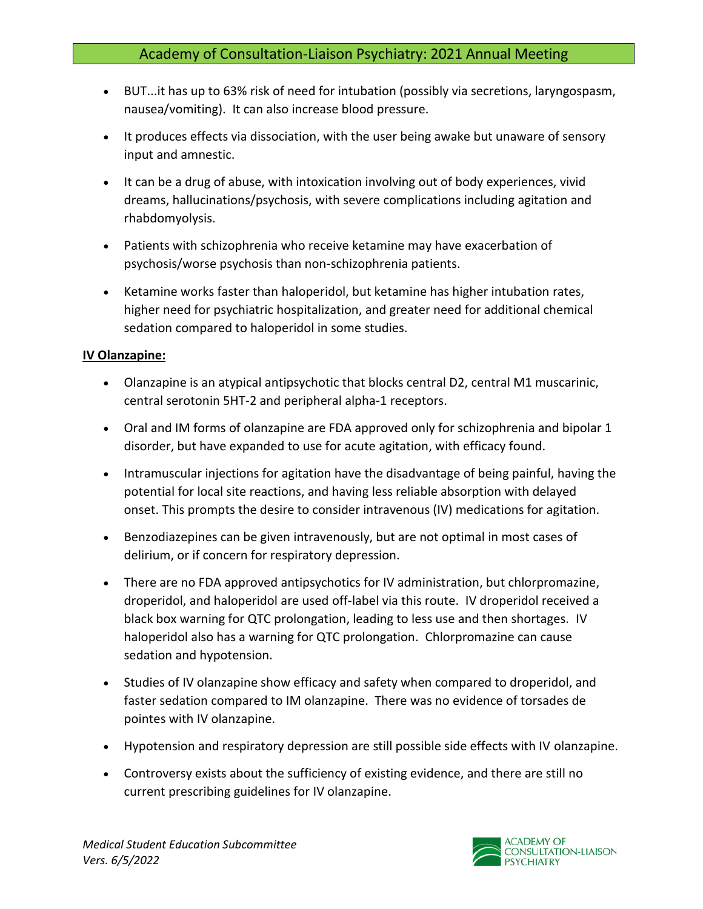- BUT...it has up to 63% risk of need for intubation (possibly via secretions, laryngospasm, nausea/vomiting). It can also increase blood pressure.
- It produces effects via dissociation, with the user being awake but unaware of sensory input and amnestic.
- It can be a drug of abuse, with intoxication involving out of body experiences, vivid dreams, hallucinations/psychosis, with severe complications including agitation and rhabdomyolysis.
- Patients with schizophrenia who receive ketamine may have exacerbation of psychosis/worse psychosis than non-schizophrenia patients.
- Ketamine works faster than haloperidol, but ketamine has higher intubation rates, higher need for psychiatric hospitalization, and greater need for additional chemical sedation compared to haloperidol in some studies.

**IV Olanzapine:**

- Olanzapine is an atypical antipsychotic that blocks central D2, central M1 muscarinic, central serotonin 5HT-2 and peripheral alpha-1 receptors.
- Oral and IM forms of olanzapine are FDA approved only for schizophrenia and bipolar 1 disorder, but have expanded to use for acute agitation, with efficacy found.
- Intramuscular injections for agitation have the disadvantage of being painful, having the potential for local site reactions, and having less reliable absorption with delayed onset. This prompts the desire to consider intravenous (IV) medications for agitation.
- Benzodiazepines can be given intravenously, but are not optimal in most cases of delirium, or if concern for respiratory depression.
- There are no FDA approved antipsychotics for IV administration, but chlorpromazine, droperidol, and haloperidol are used off-label via this route. IV droperidol received a black box warning for QTC prolongation, leading to less use and then shortages. IV haloperidol also has a warning for QTC prolongation. Chlorpromazine can cause sedation and hypotension.
- Studies of IV olanzapine show efficacy and safety when compared to droperidol, and faster sedation compared to IM olanzapine. There was no evidence of torsades de pointes with IV olanzapine.
- Hypotension and respiratory depression are still possible side effects with IV olanzapine.
- Controversy exists about the sufficiency of existing evidence, and there are still no current prescribing guidelines for IV olanzapine.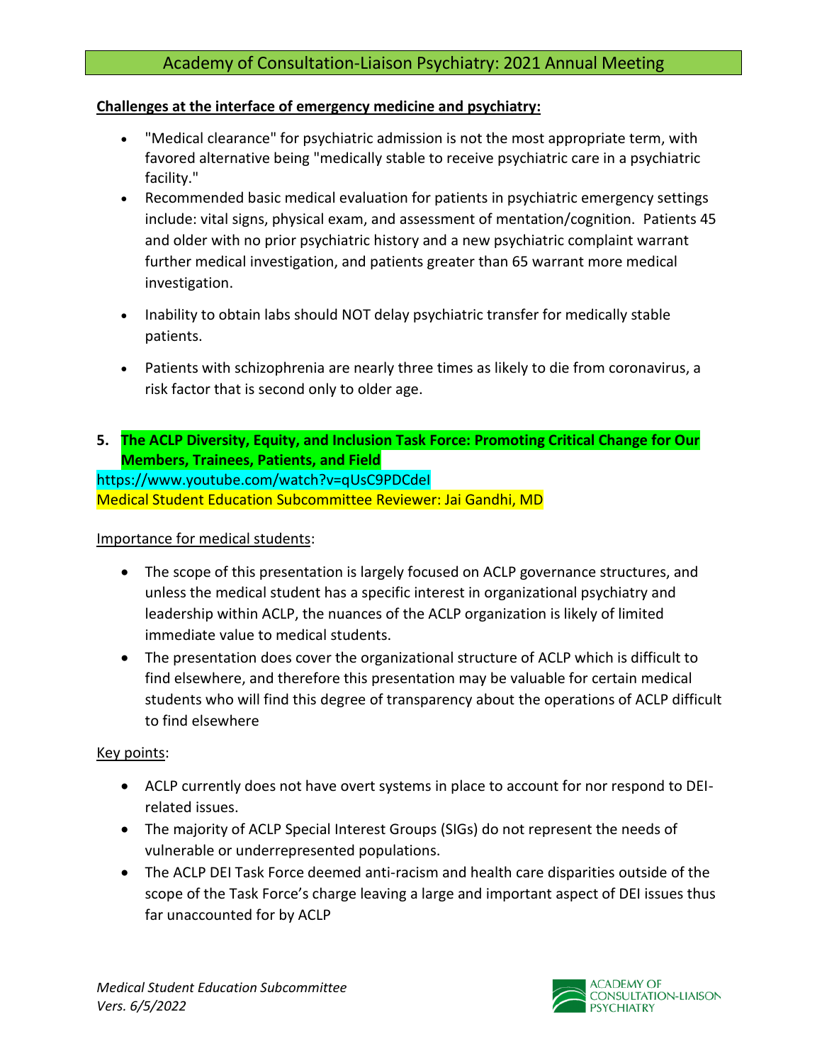**Challenges at the interface of emergency medicine and psychiatry:**

- "Medical clearance" for psychiatric admission is not the most appropriate term, with favored alternative being "medically stable to receive psychiatric care in a psychiatric facility."
- Recommended basic medical evaluation for patients in psychiatric emergency settings include: vital signs, physical exam, and assessment of mentation/cognition. Patients 45 and older with no prior psychiatric history and a new psychiatric complaint warrant further medical investigation, and patients greater than 65 warrant more medical investigation.
- Inability to obtain labs should NOT delay psychiatric transfer for medically stable patients.
- Patients with schizophrenia are nearly three times as likely to die from coronavirus, a risk factor that is second only to older age.

**5. The ACLP Diversity, Equity, and Inclusion Task Force: Promoting Critical Change for Our Members, Trainees, Patients, and Field**

https://www.youtube.com/watch?v=qUsC9PDCdeI

Medical Student Education Subcommittee Reviewer: Jai Gandhi, MD

Importance for medical students:

- The scope of this presentation is largely focused on ACLP governance structures, and unless the medical student has a specific interest in organizational psychiatry and leadership within ACLP, the nuances of the ACLP organization is likely of limited immediate value to medical students.
- The presentation does cover the organizational structure of ACLP which is difficult to find elsewhere, and therefore this presentation may be valuable for certain medical students who will find this degree of transparency about the operations of ACLP difficult to find elsewhere

Key points:

- ACLP currently does not have overt systems in place to account for nor respond to DEI-related issues.
- The majority of ACLP Special Interest Groups (SIGs) do not represent the needs of vulnerable or underrepresented populations.
- The ACLP DEI Task Force deemed anti-racism and health care disparities outside of the scope of the Task Force's charge leaving a large and important aspect of DEI issues thus far unaccounted for by ACLP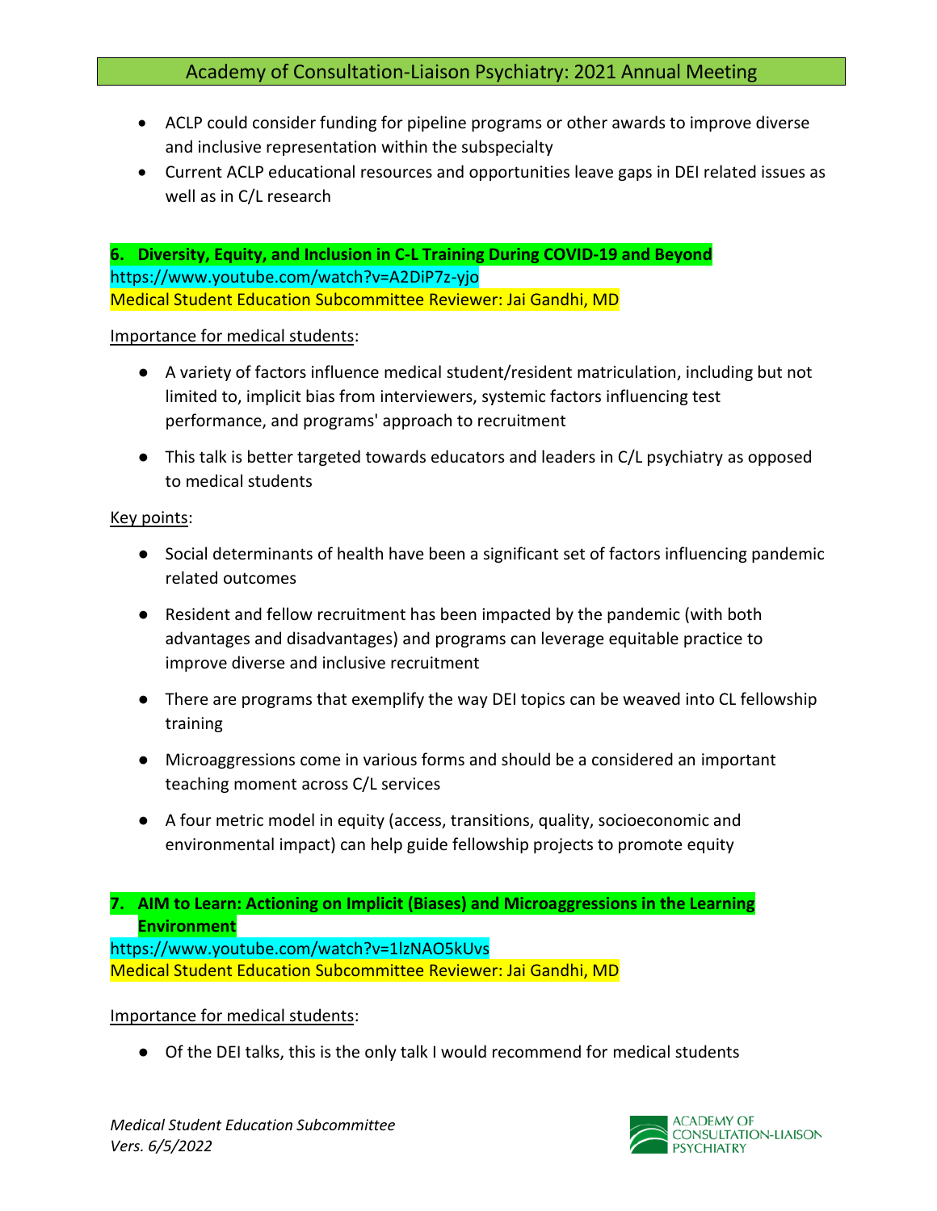- ACLP could consider funding for pipeline programs or other awards to improve diverse and inclusive representation within the subspecialty
- Current ACLP educational resources and opportunities leave gaps in DEI related issues as well as in C/L research

**6. Diversity, Equity, and Inclusion in C-L Training During COVID-19 and Beyond**
https://www.youtube.com/watch?v=A2DiP7z-yjo
Medical Student Education Subcommittee Reviewer: Jai Gandhi, MD

Importance for medical students:

- A variety of factors influence medical student/resident matriculation, including but not limited to, implicit bias from interviewers, systemic factors influencing test performance, and programs' approach to recruitment
- This talk is better targeted towards educators and leaders in C/L psychiatry as opposed to medical students

Key points:

- Social determinants of health have been a significant set of factors influencing pandemic related outcomes
- Resident and fellow recruitment has been impacted by the pandemic (with both advantages and disadvantages) and programs can leverage equitable practice to improve diverse and inclusive recruitment
- There are programs that exemplify the way DEI topics can be weaved into CL fellowship training
- Microaggressions come in various forms and should be a considered an important teaching moment across C/L services
- A four metric model in equity (access, transitions, quality, socioeconomic and environmental impact) can help guide fellowship projects to promote equity

**7. AIM to Learn: Actioning on Implicit (Biases) and Microaggressions in the Learning Environment**
https://www.youtube.com/watch?v=1lzNAO5kUvs
Medical Student Education Subcommittee Reviewer: Jai Gandhi, MD

Importance for medical students:

- Of the DEI talks, this is the only talk I would recommend for medical students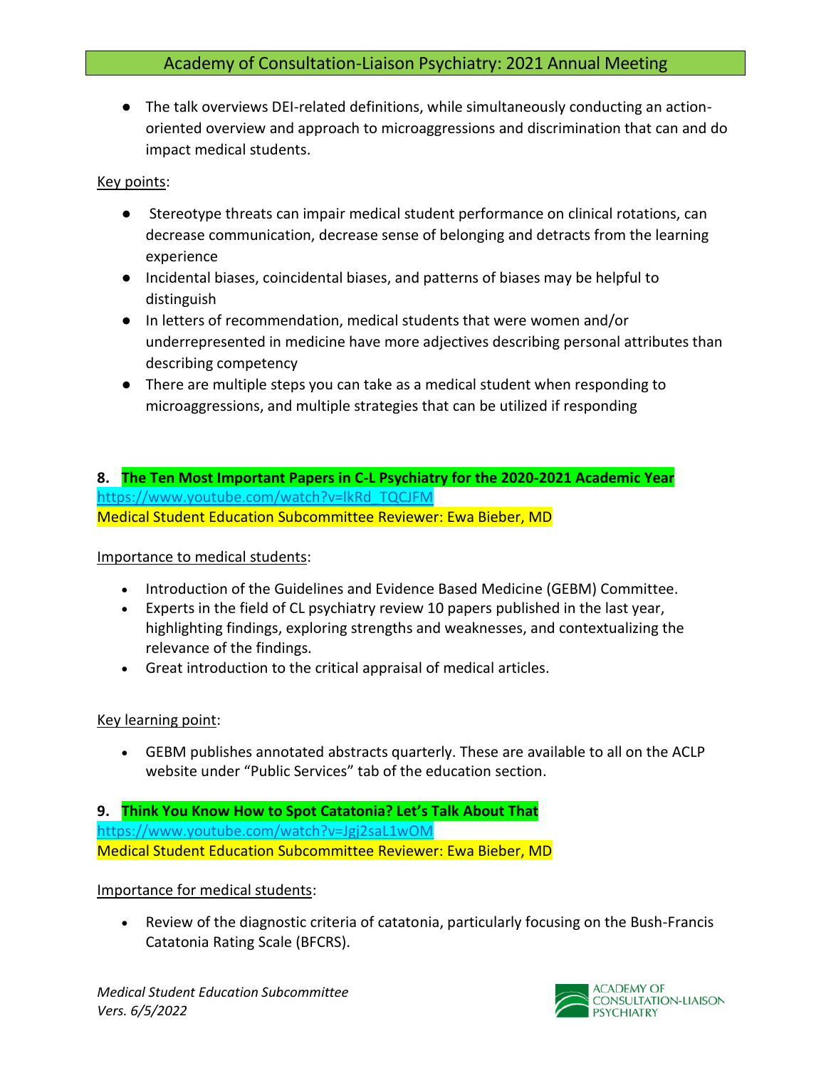- The talk overviews DEI-related definitions, while simultaneously conducting an action-oriented overview and approach to microaggressions and discrimination that can and do impact medical students.

Key points:

- Stereotype threats can impair medical student performance on clinical rotations, can decrease communication, decrease sense of belonging and detracts from the learning experience
- Incidental biases, coincidental biases, and patterns of biases may be helpful to distinguish
- In letters of recommendation, medical students that were women and/or underrepresented in medicine have more adjectives describing personal attributes than describing competency
- There are multiple steps you can take as a medical student when responding to microaggressions, and multiple strategies that can be utilized if responding

**8. The Ten Most Important Papers in C-L Psychiatry for the 2020-2021 Academic Year**
https://www.youtube.com/watch?v=lkRd_TQCJFM
Medical Student Education Subcommittee Reviewer: Ewa Bieber, MD

Importance to medical students:

- Introduction of the Guidelines and Evidence Based Medicine (GEBM) Committee.
- Experts in the field of CL psychiatry review 10 papers published in the last year, highlighting findings, exploring strengths and weaknesses, and contextualizing the relevance of the findings.
- Great introduction to the critical appraisal of medical articles.

Key learning point:

- GEBM publishes annotated abstracts quarterly. These are available to all on the ACLP website under "Public Services" tab of the education section.

**9. Think You Know How to Spot Catatonia? Let's Talk About That**
https://www.youtube.com/watch?v=Jgj2saL1wOM
Medical Student Education Subcommittee Reviewer: Ewa Bieber, MD

Importance for medical students:

- Review of the diagnostic criteria of catatonia, particularly focusing on the Bush-Francis Catatonia Rating Scale (BFCRS).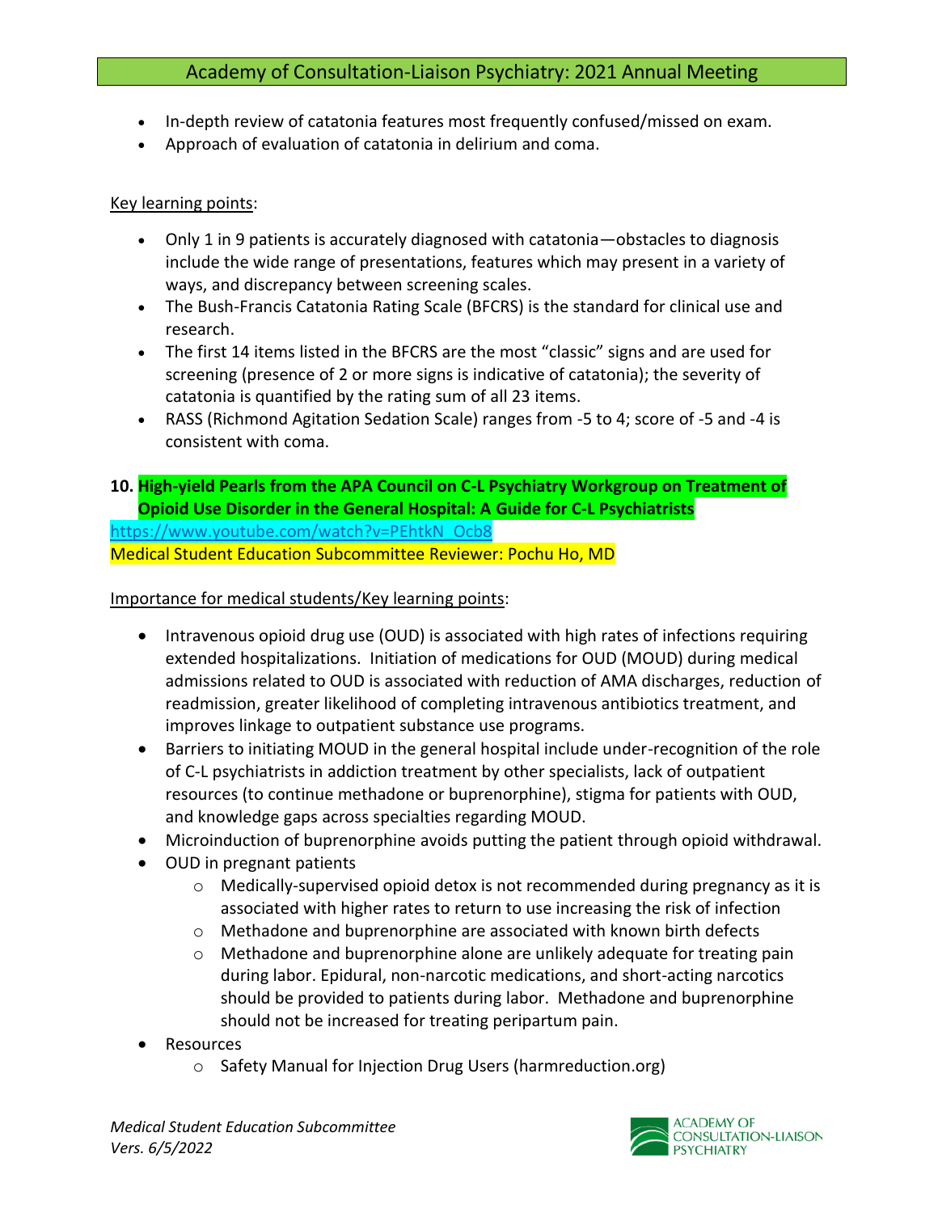- In-depth review of catatonia features most frequently confused/missed on exam.
- Approach of evaluation of catatonia in delirium and coma.

Key learning points:

- Only 1 in 9 patients is accurately diagnosed with catatonia—obstacles to diagnosis include the wide range of presentations, features which may present in a variety of ways, and discrepancy between screening scales.
- The Bush-Francis Catatonia Rating Scale (BFCRS) is the standard for clinical use and research.
- The first 14 items listed in the BFCRS are the most "classic" signs and are used for screening (presence of 2 or more signs is indicative of catatonia); the severity of catatonia is quantified by the rating sum of all 23 items.
- RASS (Richmond Agitation Sedation Scale) ranges from -5 to 4; score of -5 and -4 is consistent with coma.

**10. High-yield Pearls from the APA Council on C-L Psychiatry Workgroup on Treatment of Opioid Use Disorder in the General Hospital: A Guide for C-L Psychiatrists**

https://www.youtube.com/watch?v=PEhtkN_Ocb8

Medical Student Education Subcommittee Reviewer: Pochu Ho, MD

Importance for medical students/Key learning points:

- Intravenous opioid drug use (OUD) is associated with high rates of infections requiring extended hospitalizations. Initiation of medications for OUD (MOUD) during medical admissions related to OUD is associated with reduction of AMA discharges, reduction of readmission, greater likelihood of completing intravenous antibiotics treatment, and improves linkage to outpatient substance use programs.
- Barriers to initiating MOUD in the general hospital include under-recognition of the role of C-L psychiatrists in addiction treatment by other specialists, lack of outpatient resources (to continue methadone or buprenorphine), stigma for patients with OUD, and knowledge gaps across specialties regarding MOUD.
- Microinduction of buprenorphine avoids putting the patient through opioid withdrawal.
- OUD in pregnant patients
  - Medically-supervised opioid detox is not recommended during pregnancy as it is associated with higher rates to return to use increasing the risk of infection
  - Methadone and buprenorphine are associated with known birth defects
  - Methadone and buprenorphine alone are unlikely adequate for treating pain during labor. Epidural, non-narcotic medications, and short-acting narcotics should be provided to patients during labor. Methadone and buprenorphine should not be increased for treating peripartum pain.
- Resources
  - Safety Manual for Injection Drug Users (harmreduction.org)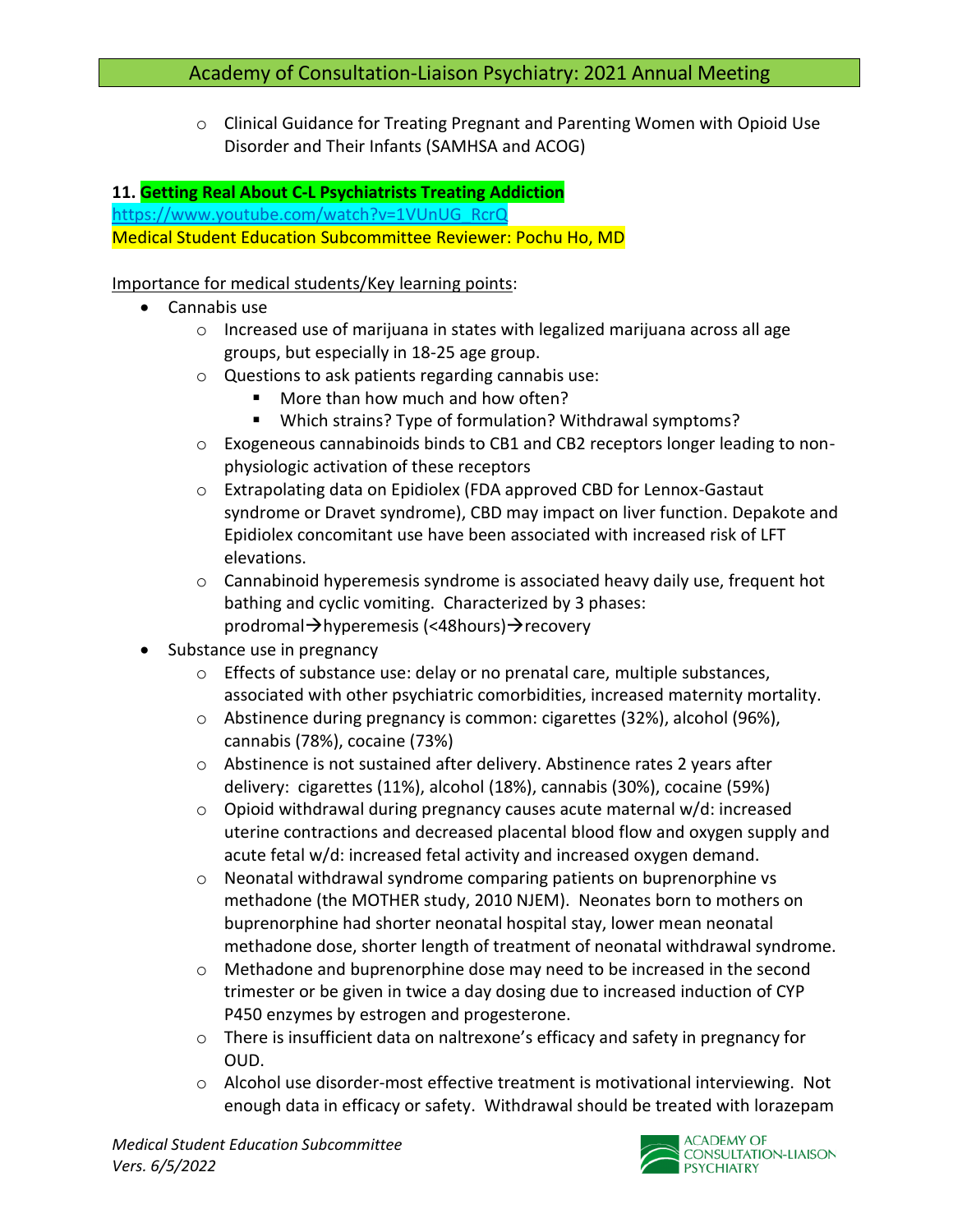- Clinical Guidance for Treating Pregnant and Parenting Women with Opioid Use Disorder and Their Infants (SAMHSA and ACOG)

**11. Getting Real About C-L Psychiatrists Treating Addiction**

https://www.youtube.com/watch?v=1VUnUG_RcrQ

Medical Student Education Subcommittee Reviewer: Pochu Ho, MD

Importance for medical students/Key learning points:

- Cannabis use
  - Increased use of marijuana in states with legalized marijuana across all age groups, but especially in 18-25 age group.
  - Questions to ask patients regarding cannabis use:
    - More than how much and how often?
    - Which strains? Type of formulation? Withdrawal symptoms?
  - Exogeneous cannabinoids binds to CB1 and CB2 receptors longer leading to non-physiologic activation of these receptors
  - Extrapolating data on Epidiolex (FDA approved CBD for Lennox-Gastaut syndrome or Dravet syndrome), CBD may impact on liver function. Depakote and Epidiolex concomitant use have been associated with increased risk of LFT elevations.
  - Cannabinoid hyperemesis syndrome is associated heavy daily use, frequent hot bathing and cyclic vomiting. Characterized by 3 phases: prodromal→hyperemesis (<48hours)→recovery
- Substance use in pregnancy
  - Effects of substance use: delay or no prenatal care, multiple substances, associated with other psychiatric comorbidities, increased maternity mortality.
  - Abstinence during pregnancy is common: cigarettes (32%), alcohol (96%), cannabis (78%), cocaine (73%)
  - Abstinence is not sustained after delivery. Abstinence rates 2 years after delivery: cigarettes (11%), alcohol (18%), cannabis (30%), cocaine (59%)
  - Opioid withdrawal during pregnancy causes acute maternal w/d: increased uterine contractions and decreased placental blood flow and oxygen supply and acute fetal w/d: increased fetal activity and increased oxygen demand.
  - Neonatal withdrawal syndrome comparing patients on buprenorphine vs methadone (the MOTHER study, 2010 NJEM). Neonates born to mothers on buprenorphine had shorter neonatal hospital stay, lower mean neonatal methadone dose, shorter length of treatment of neonatal withdrawal syndrome.
  - Methadone and buprenorphine dose may need to be increased in the second trimester or be given in twice a day dosing due to increased induction of CYP P450 enzymes by estrogen and progesterone.
  - There is insufficient data on naltrexone's efficacy and safety in pregnancy for OUD.
  - Alcohol use disorder-most effective treatment is motivational interviewing. Not enough data in efficacy or safety. Withdrawal should be treated with lorazepam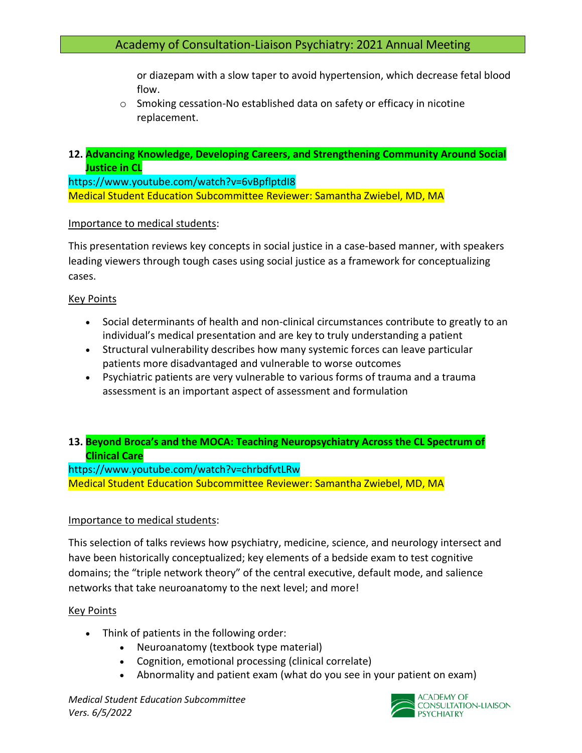or diazepam with a slow taper to avoid hypertension, which decrease fetal blood flow.

- Smoking cessation-No established data on safety or efficacy in nicotine replacement.

**12. Advancing Knowledge, Developing Careers, and Strengthening Community Around Social Justice in CL**

https://www.youtube.com/watch?v=6vBpflptdI8

Medical Student Education Subcommittee Reviewer: Samantha Zwiebel, MD, MA

Importance to medical students:

This presentation reviews key concepts in social justice in a case-based manner, with speakers leading viewers through tough cases using social justice as a framework for conceptualizing cases.

Key Points

- Social determinants of health and non-clinical circumstances contribute to greatly to an individual's medical presentation and are key to truly understanding a patient
- Structural vulnerability describes how many systemic forces can leave particular patients more disadvantaged and vulnerable to worse outcomes
- Psychiatric patients are very vulnerable to various forms of trauma and a trauma assessment is an important aspect of assessment and formulation

**13. Beyond Broca's and the MOCA: Teaching Neuropsychiatry Across the CL Spectrum of Clinical Care**

https://www.youtube.com/watch?v=chrbdfvtLRw

Medical Student Education Subcommittee Reviewer: Samantha Zwiebel, MD, MA

Importance to medical students:

This selection of talks reviews how psychiatry, medicine, science, and neurology intersect and have been historically conceptualized; key elements of a bedside exam to test cognitive domains; the "triple network theory" of the central executive, default mode, and salience networks that take neuroanatomy to the next level; and more!

Key Points

- Think of patients in the following order:
  - Neuroanatomy (textbook type material)
  - Cognition, emotional processing (clinical correlate)
  - Abnormality and patient exam (what do you see in your patient on exam)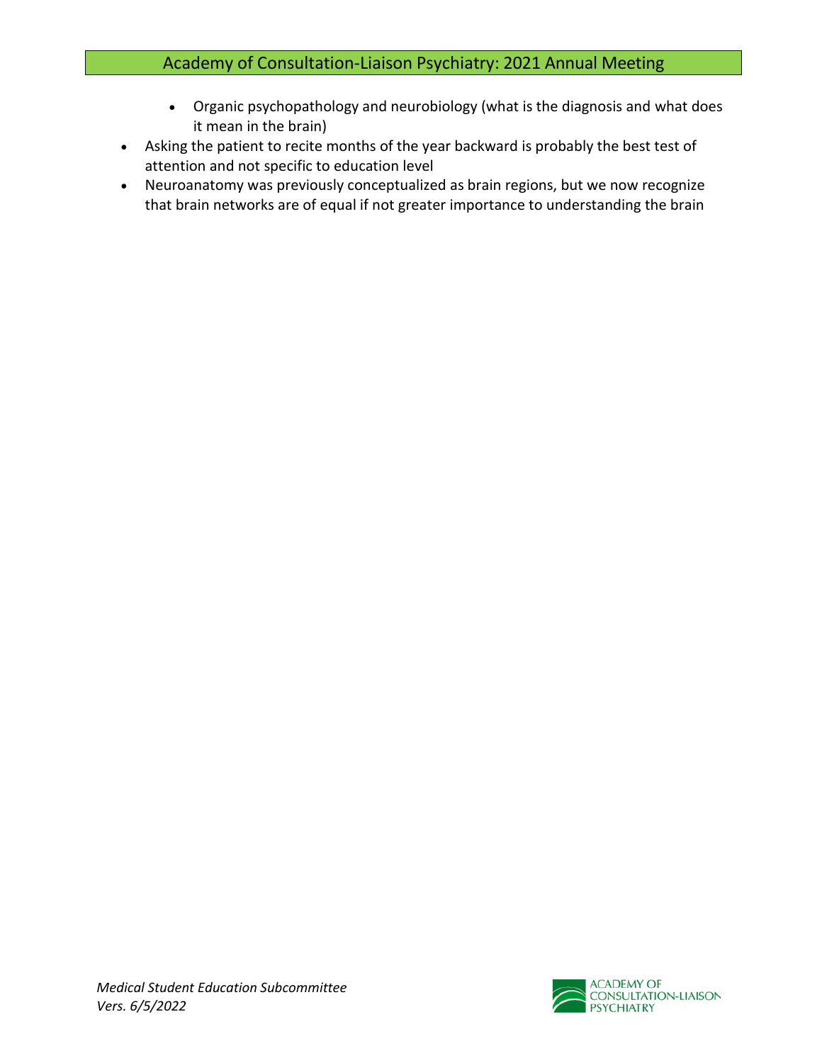- Organic psychopathology and neurobiology (what is the diagnosis and what does it mean in the brain)
- Asking the patient to recite months of the year backward is probably the best test of attention and not specific to education level
- Neuroanatomy was previously conceptualized as brain regions, but we now recognize that brain networks are of equal if not greater importance to understanding the brain